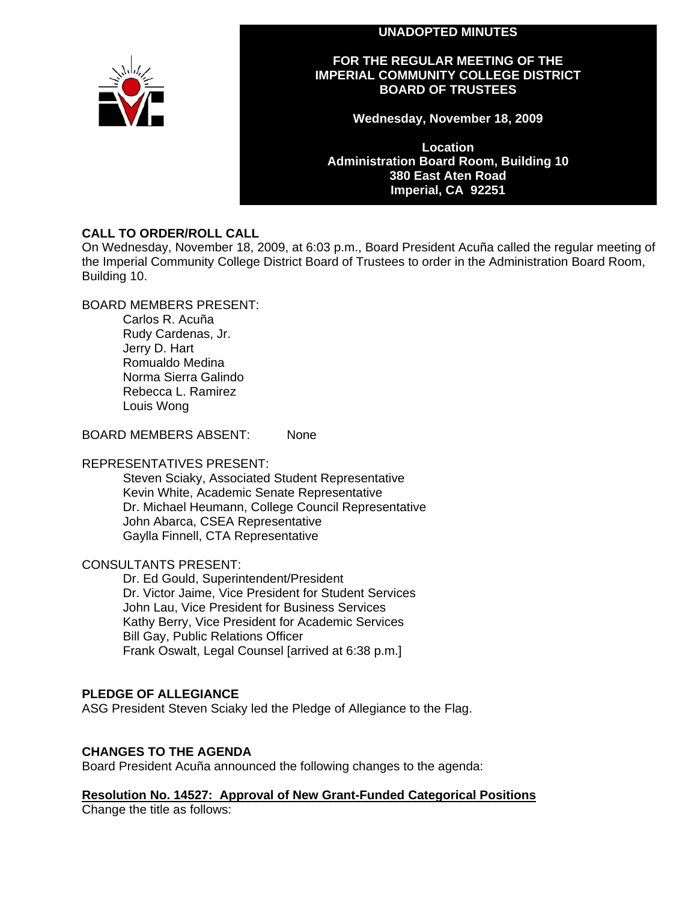**UNADOPTED MINUTES**

**FOR THE REGULAR MEETING OF THE IMPERIAL COMMUNITY COLLEGE DISTRICT BOARD OF TRUSTEES**

**Wednesday, November 18, 2009**

**Location**
**Administration Board Room, Building 10**
**380 East Aten Road**
**Imperial, CA 92251**

## CALL TO ORDER/ROLL CALL

On Wednesday, November 18, 2009, at 6:03 p.m., Board President Acuña called the regular meeting of the Imperial Community College District Board of Trustees to order in the Administration Board Room, Building 10.

BOARD MEMBERS PRESENT:

- Carlos R. Acuña
- Rudy Cardenas, Jr.
- Jerry D. Hart
- Romualdo Medina
- Norma Sierra Galindo
- Rebecca L. Ramirez
- Louis Wong

BOARD MEMBERS ABSENT: None

REPRESENTATIVES PRESENT:

- Steven Sciaky, Associated Student Representative
- Kevin White, Academic Senate Representative
- Dr. Michael Heumann, College Council Representative
- John Abarca, CSEA Representative
- Gaylla Finnell, CTA Representative

CONSULTANTS PRESENT:

- Dr. Ed Gould, Superintendent/President
- Dr. Victor Jaime, Vice President for Student Services
- John Lau, Vice President for Business Services
- Kathy Berry, Vice President for Academic Services
- Bill Gay, Public Relations Officer
- Frank Oswalt, Legal Counsel [arrived at 6:38 p.m.]

## PLEDGE OF ALLEGIANCE

ASG President Steven Sciaky led the Pledge of Allegiance to the Flag.

## CHANGES TO THE AGENDA

Board President Acuña announced the following changes to the agenda:

**Resolution No. 14527: Approval of New Grant-Funded Categorical Positions**

Change the title as follows: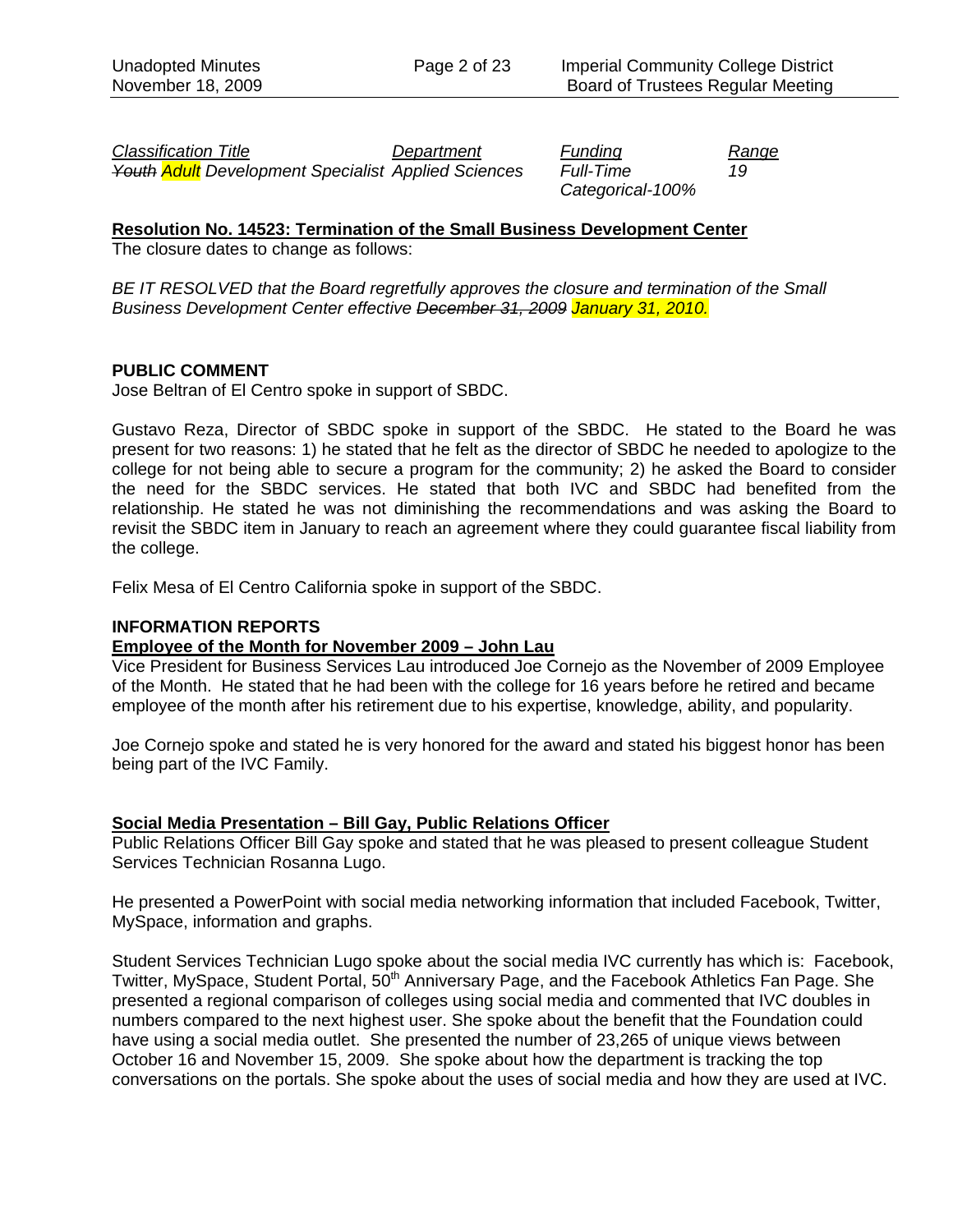| *Classification Title* | *Department* | *Funding* | *Range* |
|---|---|---|---|
| *~~Youth~~ Adult Development Specialist* | *Applied Sciences* | *Full-Time Categorical-100%* | *19* |

**Resolution No. 14523: Termination of the Small Business Development Center**

The closure dates to change as follows:

*BE IT RESOLVED that the Board regretfully approves the closure and termination of the Small Business Development Center effective ~~December 31, 2009~~ January 31, 2010.*

**PUBLIC COMMENT**

Jose Beltran of El Centro spoke in support of SBDC.

Gustavo Reza, Director of SBDC spoke in support of the SBDC. He stated to the Board he was present for two reasons: 1) he stated that he felt as the director of SBDC he needed to apologize to the college for not being able to secure a program for the community; 2) he asked the Board to consider the need for the SBDC services. He stated that both IVC and SBDC had benefited from the relationship. He stated he was not diminishing the recommendations and was asking the Board to revisit the SBDC item in January to reach an agreement where they could guarantee fiscal liability from the college.

Felix Mesa of El Centro California spoke in support of the SBDC.

**INFORMATION REPORTS**

**Employee of the Month for November 2009 – John Lau**

Vice President for Business Services Lau introduced Joe Cornejo as the November of 2009 Employee of the Month. He stated that he had been with the college for 16 years before he retired and became employee of the month after his retirement due to his expertise, knowledge, ability, and popularity.

Joe Cornejo spoke and stated he is very honored for the award and stated his biggest honor has been being part of the IVC Family.

**Social Media Presentation – Bill Gay, Public Relations Officer**

Public Relations Officer Bill Gay spoke and stated that he was pleased to present colleague Student Services Technician Rosanna Lugo.

He presented a PowerPoint with social media networking information that included Facebook, Twitter, MySpace, information and graphs.

Student Services Technician Lugo spoke about the social media IVC currently has which is: Facebook, Twitter, MySpace, Student Portal, 50th Anniversary Page, and the Facebook Athletics Fan Page. She presented a regional comparison of colleges using social media and commented that IVC doubles in numbers compared to the next highest user. She spoke about the benefit that the Foundation could have using a social media outlet. She presented the number of 23,265 of unique views between October 16 and November 15, 2009. She spoke about how the department is tracking the top conversations on the portals. She spoke about the uses of social media and how they are used at IVC.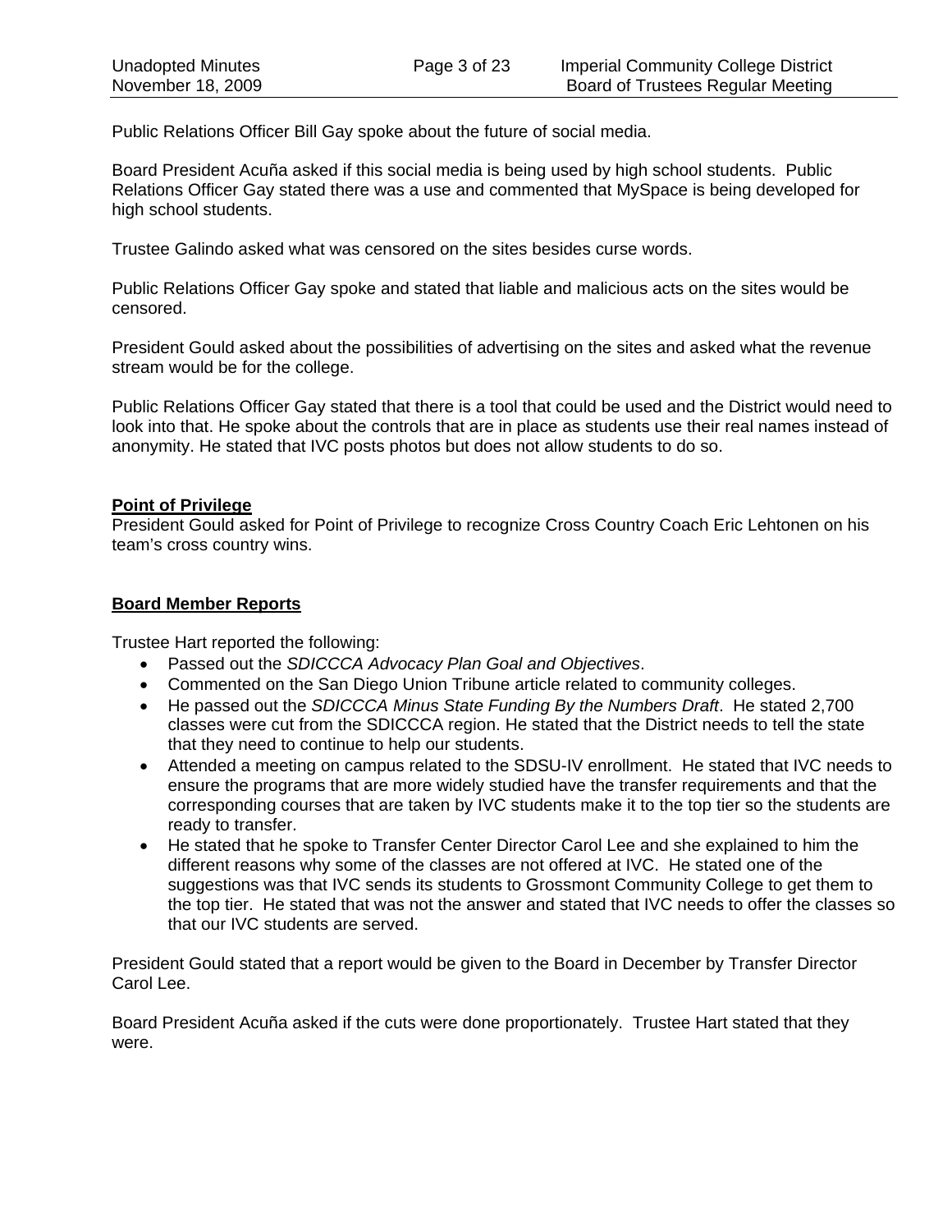Public Relations Officer Bill Gay spoke about the future of social media.

Board President Acuña asked if this social media is being used by high school students. Public Relations Officer Gay stated there was a use and commented that MySpace is being developed for high school students.

Trustee Galindo asked what was censored on the sites besides curse words.

Public Relations Officer Gay spoke and stated that liable and malicious acts on the sites would be censored.

President Gould asked about the possibilities of advertising on the sites and asked what the revenue stream would be for the college.

Public Relations Officer Gay stated that there is a tool that could be used and the District would need to look into that. He spoke about the controls that are in place as students use their real names instead of anonymity. He stated that IVC posts photos but does not allow students to do so.

**Point of Privilege**

President Gould asked for Point of Privilege to recognize Cross Country Coach Eric Lehtonen on his team's cross country wins.

**Board Member Reports**

Trustee Hart reported the following:

- Passed out the *SDICCCA Advocacy Plan Goal and Objectives*.
- Commented on the San Diego Union Tribune article related to community colleges.
- He passed out the *SDICCCA Minus State Funding By the Numbers Draft*. He stated 2,700 classes were cut from the SDICCCA region. He stated that the District needs to tell the state that they need to continue to help our students.
- Attended a meeting on campus related to the SDSU-IV enrollment. He stated that IVC needs to ensure the programs that are more widely studied have the transfer requirements and that the corresponding courses that are taken by IVC students make it to the top tier so the students are ready to transfer.
- He stated that he spoke to Transfer Center Director Carol Lee and she explained to him the different reasons why some of the classes are not offered at IVC. He stated one of the suggestions was that IVC sends its students to Grossmont Community College to get them to the top tier. He stated that was not the answer and stated that IVC needs to offer the classes so that our IVC students are served.

President Gould stated that a report would be given to the Board in December by Transfer Director Carol Lee.

Board President Acuña asked if the cuts were done proportionately. Trustee Hart stated that they were.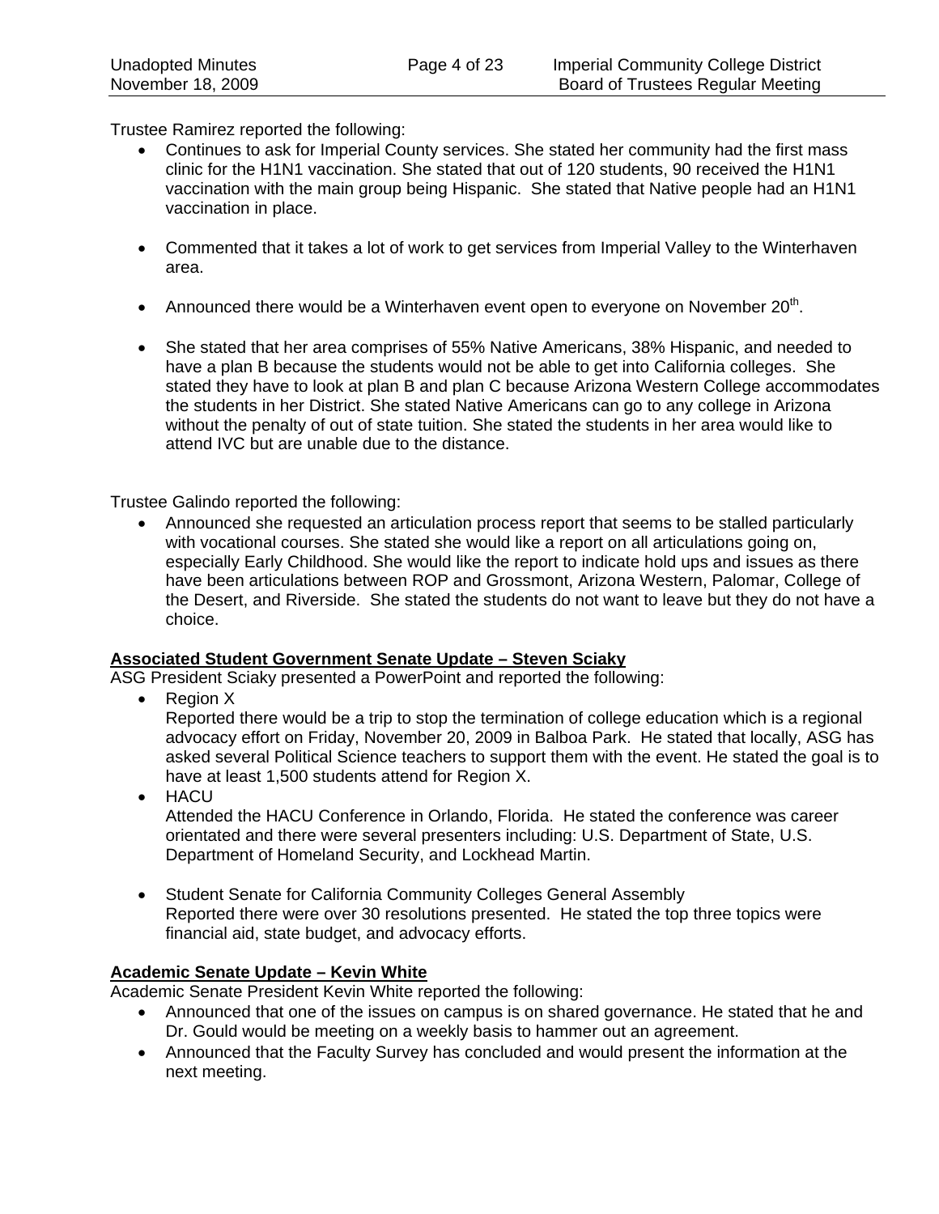Trustee Ramirez reported the following:

- Continues to ask for Imperial County services. She stated her community had the first mass clinic for the H1N1 vaccination. She stated that out of 120 students, 90 received the H1N1 vaccination with the main group being Hispanic. She stated that Native people had an H1N1 vaccination in place.
- Commented that it takes a lot of work to get services from Imperial Valley to the Winterhaven area.
- Announced there would be a Winterhaven event open to everyone on November 20th.
- She stated that her area comprises of 55% Native Americans, 38% Hispanic, and needed to have a plan B because the students would not be able to get into California colleges. She stated they have to look at plan B and plan C because Arizona Western College accommodates the students in her District. She stated Native Americans can go to any college in Arizona without the penalty of out of state tuition. She stated the students in her area would like to attend IVC but are unable due to the distance.

Trustee Galindo reported the following:

- Announced she requested an articulation process report that seems to be stalled particularly with vocational courses. She stated she would like a report on all articulations going on, especially Early Childhood. She would like the report to indicate hold ups and issues as there have been articulations between ROP and Grossmont, Arizona Western, Palomar, College of the Desert, and Riverside. She stated the students do not want to leave but they do not have a choice.

**Associated Student Government Senate Update – Steven Sciaky**

ASG President Sciaky presented a PowerPoint and reported the following:

- Region X
  Reported there would be a trip to stop the termination of college education which is a regional advocacy effort on Friday, November 20, 2009 in Balboa Park. He stated that locally, ASG has asked several Political Science teachers to support them with the event. He stated the goal is to have at least 1,500 students attend for Region X.
- HACU
  Attended the HACU Conference in Orlando, Florida. He stated the conference was career orientated and there were several presenters including: U.S. Department of State, U.S. Department of Homeland Security, and Lockhead Martin.
- Student Senate for California Community Colleges General Assembly
  Reported there were over 30 resolutions presented. He stated the top three topics were financial aid, state budget, and advocacy efforts.

**Academic Senate Update – Kevin White**

Academic Senate President Kevin White reported the following:

- Announced that one of the issues on campus is on shared governance. He stated that he and Dr. Gould would be meeting on a weekly basis to hammer out an agreement.
- Announced that the Faculty Survey has concluded and would present the information at the next meeting.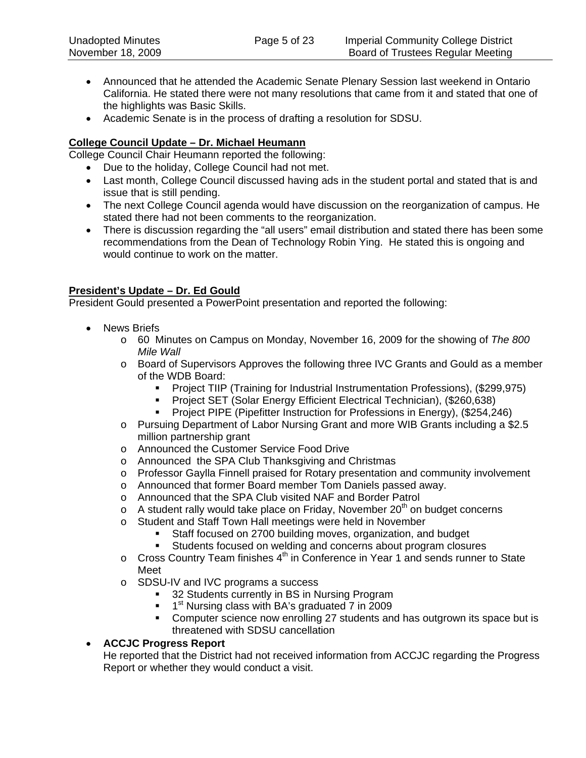- Announced that he attended the Academic Senate Plenary Session last weekend in Ontario California. He stated there were not many resolutions that came from it and stated that one of the highlights was Basic Skills.
- Academic Senate is in the process of drafting a resolution for SDSU.

**College Council Update – Dr. Michael Heumann**

College Council Chair Heumann reported the following:

- Due to the holiday, College Council had not met.
- Last month, College Council discussed having ads in the student portal and stated that is and issue that is still pending.
- The next College Council agenda would have discussion on the reorganization of campus. He stated there had not been comments to the reorganization.
- There is discussion regarding the "all users" email distribution and stated there has been some recommendations from the Dean of Technology Robin Ying. He stated this is ongoing and would continue to work on the matter.

**President's Update – Dr. Ed Gould**

President Gould presented a PowerPoint presentation and reported the following:

- News Briefs
  - 60 Minutes on Campus on Monday, November 16, 2009 for the showing of *The 800 Mile Wall*
  - Board of Supervisors Approves the following three IVC Grants and Gould as a member of the WDB Board:
    - Project TIIP (Training for Industrial Instrumentation Professions), ($299,975)
    - Project SET (Solar Energy Efficient Electrical Technician), ($260,638)
    - Project PIPE (Pipefitter Instruction for Professions in Energy), ($254,246)
  - Pursuing Department of Labor Nursing Grant and more WIB Grants including a $2.5 million partnership grant
  - Announced the Customer Service Food Drive
  - Announced the SPA Club Thanksgiving and Christmas
  - Professor Gaylla Finnell praised for Rotary presentation and community involvement
  - Announced that former Board member Tom Daniels passed away.
  - Announced that the SPA Club visited NAF and Border Patrol
  - A student rally would take place on Friday, November 20th on budget concerns
  - Student and Staff Town Hall meetings were held in November
    - Staff focused on 2700 building moves, organization, and budget
    - Students focused on welding and concerns about program closures
  - Cross Country Team finishes 4th in Conference in Year 1 and sends runner to State Meet
  - SDSU-IV and IVC programs a success
    - 32 Students currently in BS in Nursing Program
    - 1st Nursing class with BA's graduated 7 in 2009
    - Computer science now enrolling 27 students and has outgrown its space but is threatened with SDSU cancellation
- **ACCJC Progress Report**

  He reported that the District had not received information from ACCJC regarding the Progress Report or whether they would conduct a visit.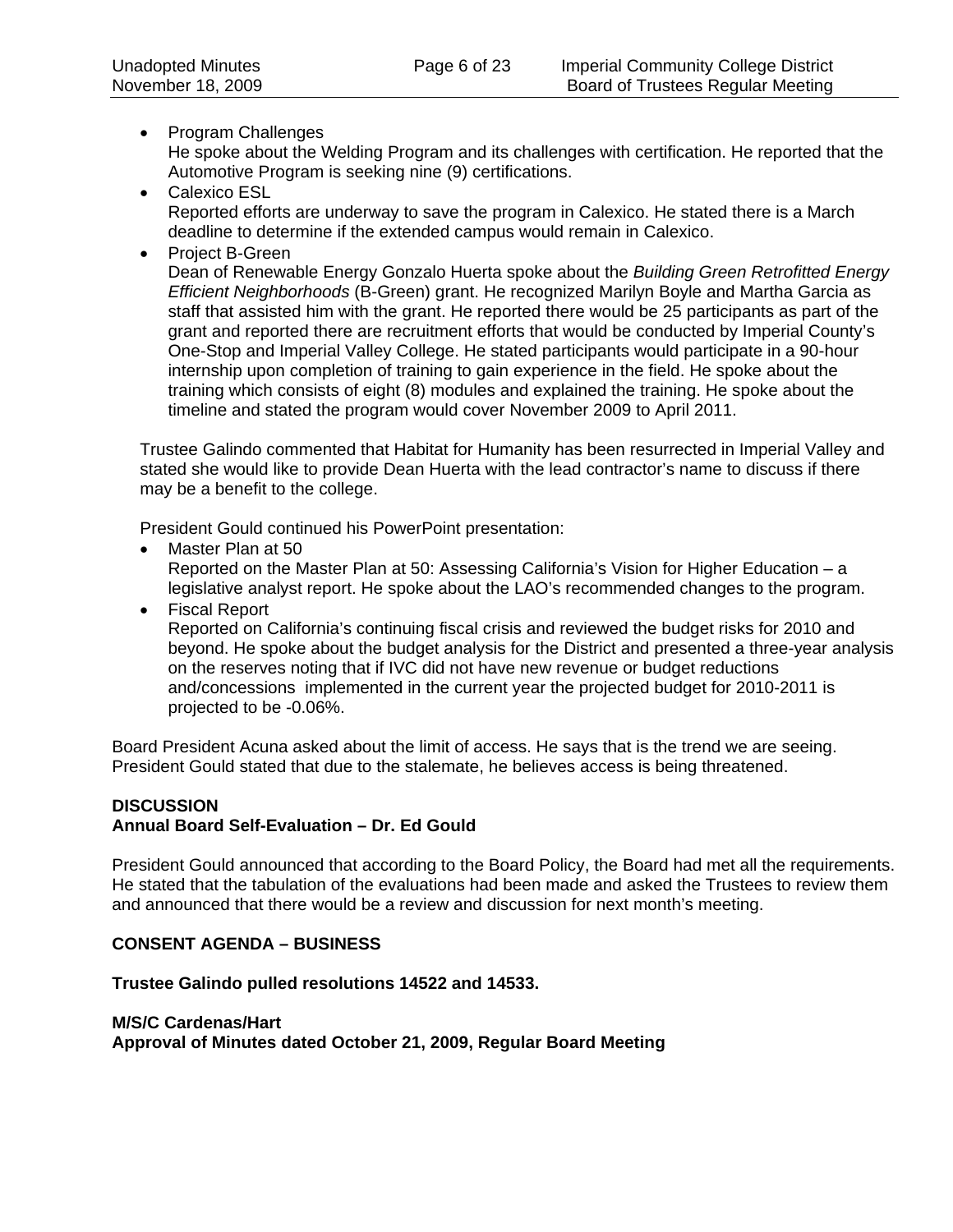- Program Challenges
  He spoke about the Welding Program and its challenges with certification. He reported that the Automotive Program is seeking nine (9) certifications.
- Calexico ESL
  Reported efforts are underway to save the program in Calexico. He stated there is a March deadline to determine if the extended campus would remain in Calexico.
- Project B-Green
  Dean of Renewable Energy Gonzalo Huerta spoke about the *Building Green Retrofitted Energy Efficient Neighborhoods* (B-Green) grant. He recognized Marilyn Boyle and Martha Garcia as staff that assisted him with the grant. He reported there would be 25 participants as part of the grant and reported there are recruitment efforts that would be conducted by Imperial County's One-Stop and Imperial Valley College. He stated participants would participate in a 90-hour internship upon completion of training to gain experience in the field. He spoke about the training which consists of eight (8) modules and explained the training. He spoke about the timeline and stated the program would cover November 2009 to April 2011.

Trustee Galindo commented that Habitat for Humanity has been resurrected in Imperial Valley and stated she would like to provide Dean Huerta with the lead contractor's name to discuss if there may be a benefit to the college.

President Gould continued his PowerPoint presentation:

- Master Plan at 50
  Reported on the Master Plan at 50: Assessing California's Vision for Higher Education – a legislative analyst report. He spoke about the LAO's recommended changes to the program.
- Fiscal Report
  Reported on California's continuing fiscal crisis and reviewed the budget risks for 2010 and beyond. He spoke about the budget analysis for the District and presented a three-year analysis on the reserves noting that if IVC did not have new revenue or budget reductions and/concessions implemented in the current year the projected budget for 2010-2011 is projected to be -0.06%.

Board President Acuna asked about the limit of access. He says that is the trend we are seeing. President Gould stated that due to the stalemate, he believes access is being threatened.

**DISCUSSION**
**Annual Board Self-Evaluation – Dr. Ed Gould**

President Gould announced that according to the Board Policy, the Board had met all the requirements. He stated that the tabulation of the evaluations had been made and asked the Trustees to review them and announced that there would be a review and discussion for next month's meeting.

**CONSENT AGENDA – BUSINESS**

**Trustee Galindo pulled resolutions 14522 and 14533.**

**M/S/C Cardenas/Hart**
**Approval of Minutes dated October 21, 2009, Regular Board Meeting**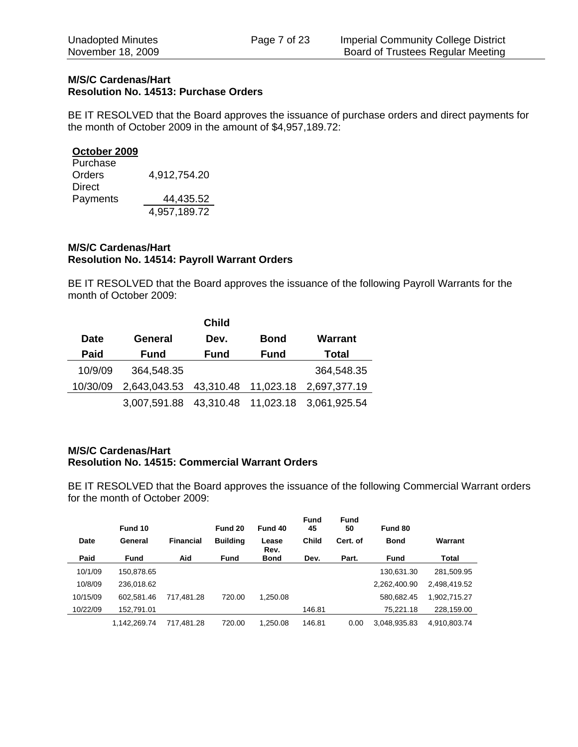**M/S/C Cardenas/Hart**
**Resolution No. 14513: Purchase Orders**

BE IT RESOLVED that the Board approves the issuance of purchase orders and direct payments for the month of October 2009 in the amount of $4,957,189.72:

| **October 2009** | |
|---|---|
| Purchase Orders | 4,912,754.20 |
| Direct Payments | 44,435.52 |
| | 4,957,189.72 |

**M/S/C Cardenas/Hart**
**Resolution No. 14514: Payroll Warrant Orders**

BE IT RESOLVED that the Board approves the issuance of the following Payroll Warrants for the month of October 2009:

| Date Paid | General Fund | Child Dev. Fund | Bond Fund | Warrant Total |
|---|---|---|---|---|
| 10/9/09 | 364,548.35 | | | 364,548.35 |
| 10/30/09 | 2,643,043.53 | 43,310.48 | 11,023.18 | 2,697,377.19 |
| | 3,007,591.88 | 43,310.48 | 11,023.18 | 3,061,925.54 |

**M/S/C Cardenas/Hart**
**Resolution No. 14515: Commercial Warrant Orders**

BE IT RESOLVED that the Board approves the issuance of the following Commercial Warrant orders for the month of October 2009:

| Date Paid | Fund 10 General Fund | Financial Aid | Fund 20 Building Fund | Fund 40 Lease Rev. Bond | Fund 45 Child Dev. | Fund 50 Cert. of Part. | Fund 80 Bond Fund | Warrant Total |
|---|---|---|---|---|---|---|---|---|
| 10/1/09 | 150,878.65 | | | | | | 130,631.30 | 281,509.95 |
| 10/8/09 | 236,018.62 | | | | | | 2,262,400.90 | 2,498,419.52 |
| 10/15/09 | 602,581.46 | 717,481.28 | 720.00 | 1,250.08 | | | 580,682.45 | 1,902,715.27 |
| 10/22/09 | 152,791.01 | | | | 146.81 | | 75,221.18 | 228,159.00 |
| | 1,142,269.74 | 717,481.28 | 720.00 | 1,250.08 | 146.81 | 0.00 | 3,048,935.83 | 4,910,803.74 |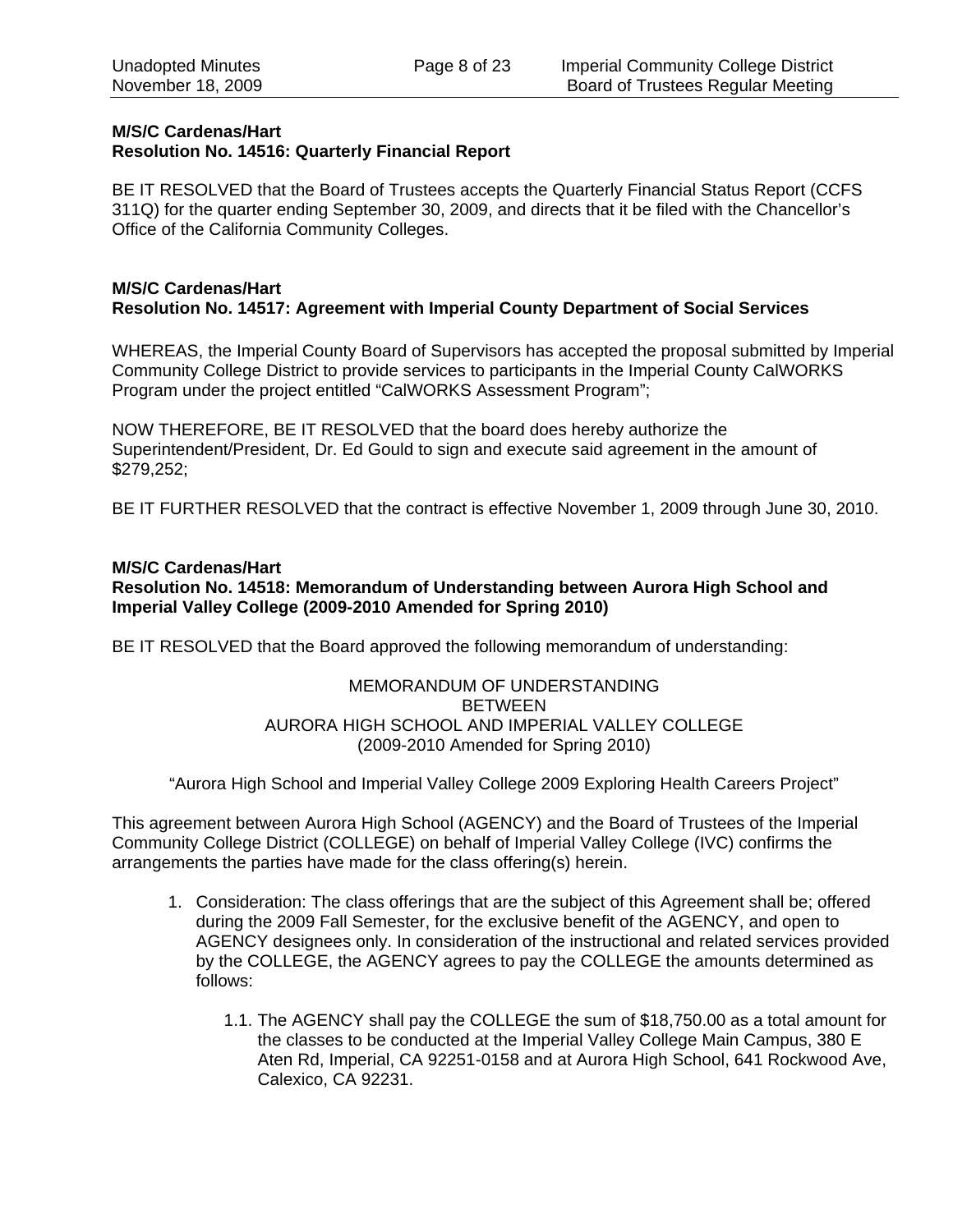**M/S/C Cardenas/Hart**
**Resolution No. 14516: Quarterly Financial Report**

BE IT RESOLVED that the Board of Trustees accepts the Quarterly Financial Status Report (CCFS 311Q) for the quarter ending September 30, 2009, and directs that it be filed with the Chancellor's Office of the California Community Colleges.

**M/S/C Cardenas/Hart**
**Resolution No. 14517: Agreement with Imperial County Department of Social Services**

WHEREAS, the Imperial County Board of Supervisors has accepted the proposal submitted by Imperial Community College District to provide services to participants in the Imperial County CalWORKS Program under the project entitled "CalWORKS Assessment Program";

NOW THEREFORE, BE IT RESOLVED that the board does hereby authorize the Superintendent/President, Dr. Ed Gould to sign and execute said agreement in the amount of $279,252;

BE IT FURTHER RESOLVED that the contract is effective November 1, 2009 through June 30, 2010.

**M/S/C Cardenas/Hart**
**Resolution No. 14518: Memorandum of Understanding between Aurora High School and Imperial Valley College (2009-2010 Amended for Spring 2010)**

BE IT RESOLVED that the Board approved the following memorandum of understanding:

MEMORANDUM OF UNDERSTANDING
BETWEEN
AURORA HIGH SCHOOL AND IMPERIAL VALLEY COLLEGE
(2009-2010 Amended for Spring 2010)

"Aurora High School and Imperial Valley College 2009 Exploring Health Careers Project"

This agreement between Aurora High School (AGENCY) and the Board of Trustees of the Imperial Community College District (COLLEGE) on behalf of Imperial Valley College (IVC) confirms the arrangements the parties have made for the class offering(s) herein.

1. Consideration: The class offerings that are the subject of this Agreement shall be; offered during the 2009 Fall Semester, for the exclusive benefit of the AGENCY, and open to AGENCY designees only. In consideration of the instructional and related services provided by the COLLEGE, the AGENCY agrees to pay the COLLEGE the amounts determined as follows:

    1.1. The AGENCY shall pay the COLLEGE the sum of $18,750.00 as a total amount for the classes to be conducted at the Imperial Valley College Main Campus, 380 E Aten Rd, Imperial, CA 92251-0158 and at Aurora High School, 641 Rockwood Ave, Calexico, CA 92231.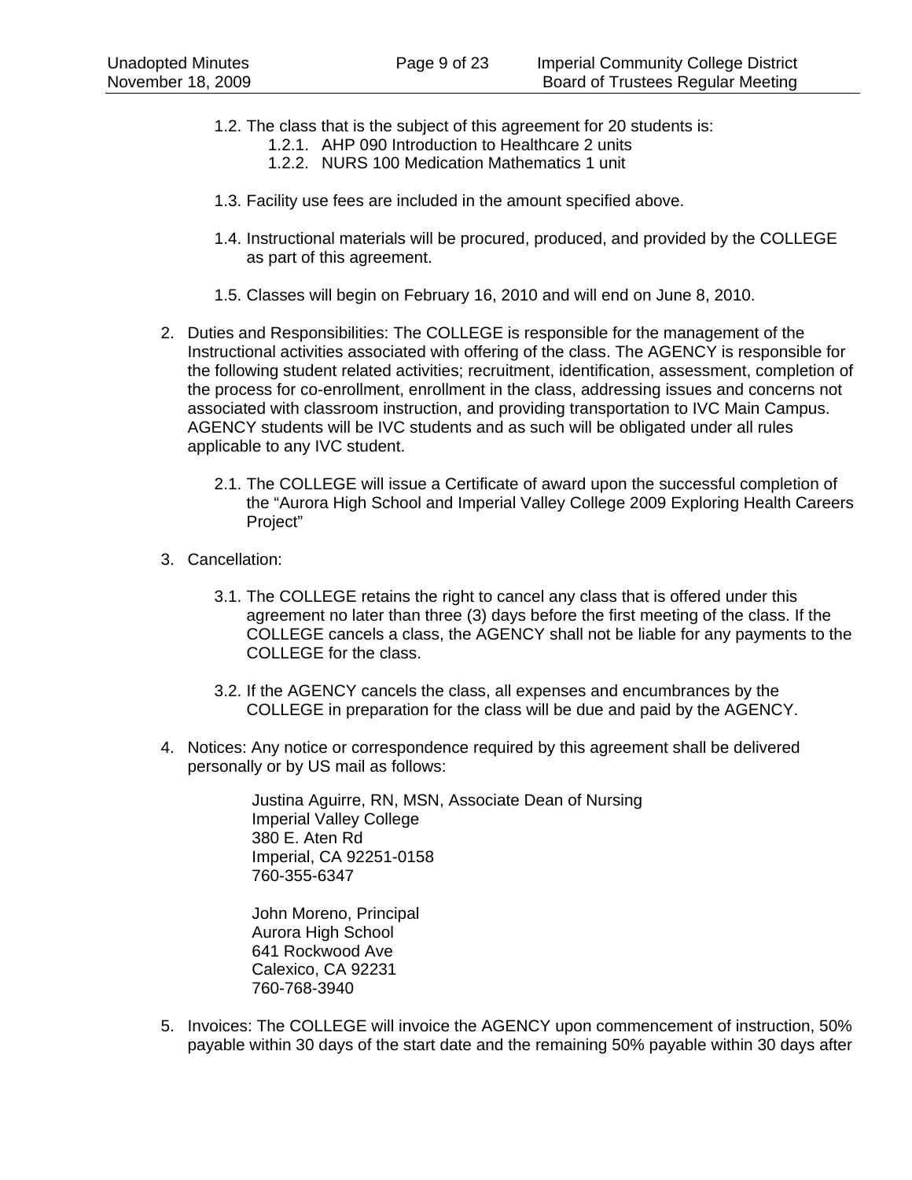1.2. The class that is the subject of this agreement for 20 students is:
   1.2.1. AHP 090 Introduction to Healthcare 2 units
   1.2.2. NURS 100 Medication Mathematics 1 unit

1.3. Facility use fees are included in the amount specified above.

1.4. Instructional materials will be procured, produced, and provided by the COLLEGE as part of this agreement.

1.5. Classes will begin on February 16, 2010 and will end on June 8, 2010.

2. Duties and Responsibilities: The COLLEGE is responsible for the management of the Instructional activities associated with offering of the class. The AGENCY is responsible for the following student related activities; recruitment, identification, assessment, completion of the process for co-enrollment, enrollment in the class, addressing issues and concerns not associated with classroom instruction, and providing transportation to IVC Main Campus. AGENCY students will be IVC students and as such will be obligated under all rules applicable to any IVC student.

   2.1. The COLLEGE will issue a Certificate of award upon the successful completion of the "Aurora High School and Imperial Valley College 2009 Exploring Health Careers Project"

3. Cancellation:

   3.1. The COLLEGE retains the right to cancel any class that is offered under this agreement no later than three (3) days before the first meeting of the class. If the COLLEGE cancels a class, the AGENCY shall not be liable for any payments to the COLLEGE for the class.

   3.2. If the AGENCY cancels the class, all expenses and encumbrances by the COLLEGE in preparation for the class will be due and paid by the AGENCY.

4. Notices: Any notice or correspondence required by this agreement shall be delivered personally or by US mail as follows:

   Justina Aguirre, RN, MSN, Associate Dean of Nursing
   Imperial Valley College
   380 E. Aten Rd
   Imperial, CA 92251-0158
   760-355-6347

   John Moreno, Principal
   Aurora High School
   641 Rockwood Ave
   Calexico, CA 92231
   760-768-3940

5. Invoices: The COLLEGE will invoice the AGENCY upon commencement of instruction, 50% payable within 30 days of the start date and the remaining 50% payable within 30 days after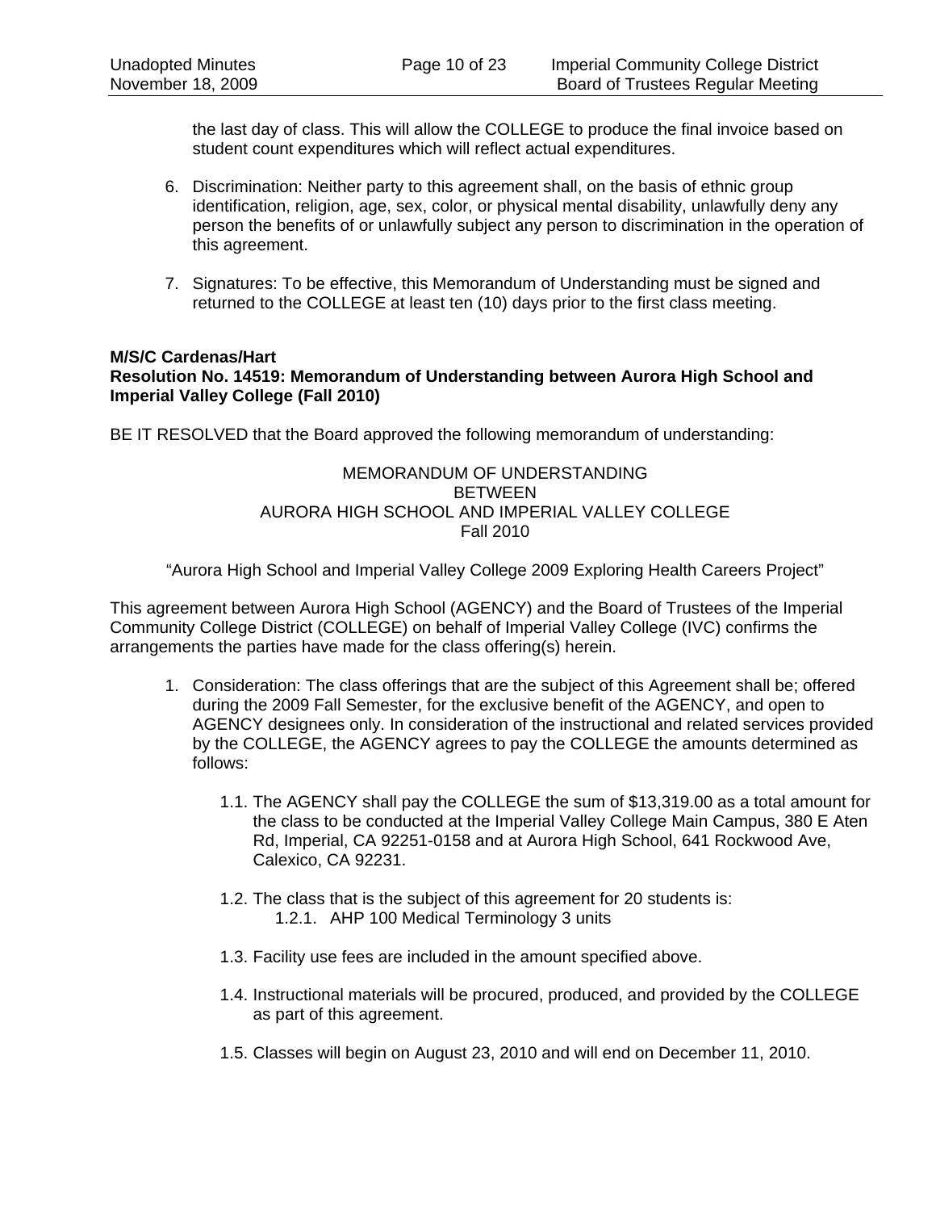the last day of class. This will allow the COLLEGE to produce the final invoice based on student count expenditures which will reflect actual expenditures.

6. Discrimination: Neither party to this agreement shall, on the basis of ethnic group identification, religion, age, sex, color, or physical mental disability, unlawfully deny any person the benefits of or unlawfully subject any person to discrimination in the operation of this agreement.

7. Signatures: To be effective, this Memorandum of Understanding must be signed and returned to the COLLEGE at least ten (10) days prior to the first class meeting.

**M/S/C Cardenas/Hart**
**Resolution No. 14519: Memorandum of Understanding between Aurora High School and Imperial Valley College (Fall 2010)**

BE IT RESOLVED that the Board approved the following memorandum of understanding:

MEMORANDUM OF UNDERSTANDING
BETWEEN
AURORA HIGH SCHOOL AND IMPERIAL VALLEY COLLEGE
Fall 2010

"Aurora High School and Imperial Valley College 2009 Exploring Health Careers Project"

This agreement between Aurora High School (AGENCY) and the Board of Trustees of the Imperial Community College District (COLLEGE) on behalf of Imperial Valley College (IVC) confirms the arrangements the parties have made for the class offering(s) herein.

1. Consideration: The class offerings that are the subject of this Agreement shall be; offered during the 2009 Fall Semester, for the exclusive benefit of the AGENCY, and open to AGENCY designees only. In consideration of the instructional and related services provided by the COLLEGE, the AGENCY agrees to pay the COLLEGE the amounts determined as follows:

    1.1. The AGENCY shall pay the COLLEGE the sum of $13,319.00 as a total amount for the class to be conducted at the Imperial Valley College Main Campus, 380 E Aten Rd, Imperial, CA 92251-0158 and at Aurora High School, 641 Rockwood Ave, Calexico, CA 92231.

    1.2. The class that is the subject of this agreement for 20 students is:
        1.2.1. AHP 100 Medical Terminology 3 units

    1.3. Facility use fees are included in the amount specified above.

    1.4. Instructional materials will be procured, produced, and provided by the COLLEGE as part of this agreement.

    1.5. Classes will begin on August 23, 2010 and will end on December 11, 2010.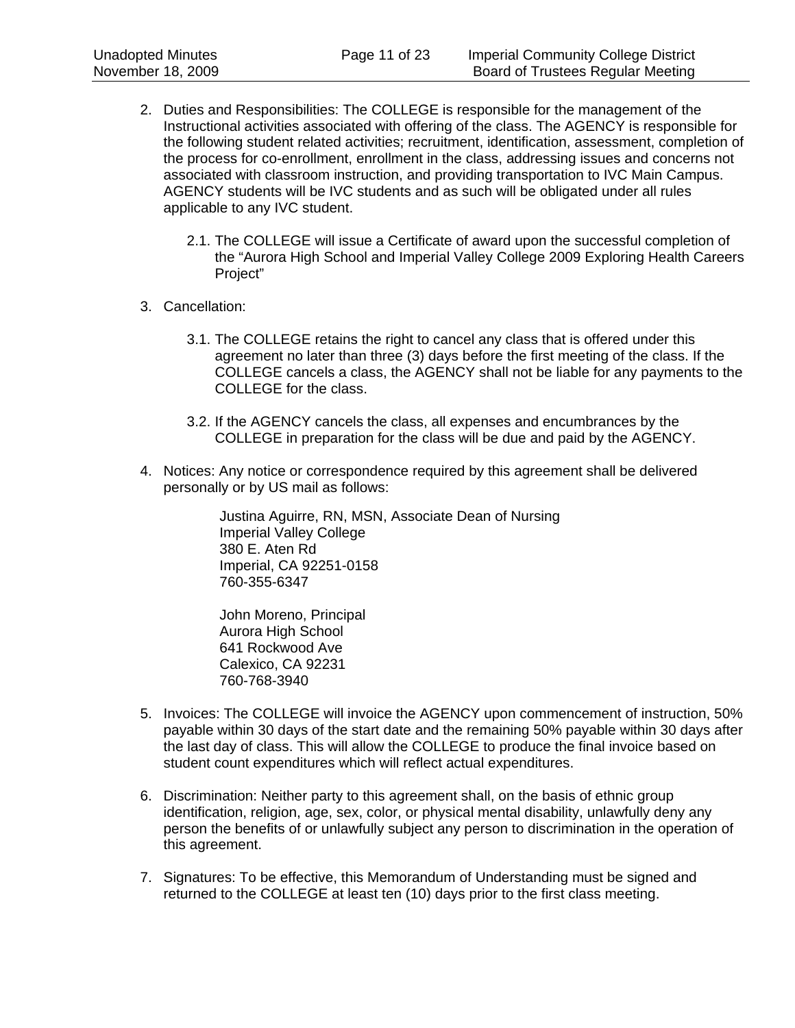2. Duties and Responsibilities: The COLLEGE is responsible for the management of the Instructional activities associated with offering of the class. The AGENCY is responsible for the following student related activities; recruitment, identification, assessment, completion of the process for co-enrollment, enrollment in the class, addressing issues and concerns not associated with classroom instruction, and providing transportation to IVC Main Campus. AGENCY students will be IVC students and as such will be obligated under all rules applicable to any IVC student.

   2.1. The COLLEGE will issue a Certificate of award upon the successful completion of the "Aurora High School and Imperial Valley College 2009 Exploring Health Careers Project"

3. Cancellation:

   3.1. The COLLEGE retains the right to cancel any class that is offered under this agreement no later than three (3) days before the first meeting of the class. If the COLLEGE cancels a class, the AGENCY shall not be liable for any payments to the COLLEGE for the class.

   3.2. If the AGENCY cancels the class, all expenses and encumbrances by the COLLEGE in preparation for the class will be due and paid by the AGENCY.

4. Notices: Any notice or correspondence required by this agreement shall be delivered personally or by US mail as follows:

   Justina Aguirre, RN, MSN, Associate Dean of Nursing
   Imperial Valley College
   380 E. Aten Rd
   Imperial, CA 92251-0158
   760-355-6347

   John Moreno, Principal
   Aurora High School
   641 Rockwood Ave
   Calexico, CA 92231
   760-768-3940

5. Invoices: The COLLEGE will invoice the AGENCY upon commencement of instruction, 50% payable within 30 days of the start date and the remaining 50% payable within 30 days after the last day of class. This will allow the COLLEGE to produce the final invoice based on student count expenditures which will reflect actual expenditures.

6. Discrimination: Neither party to this agreement shall, on the basis of ethnic group identification, religion, age, sex, color, or physical mental disability, unlawfully deny any person the benefits of or unlawfully subject any person to discrimination in the operation of this agreement.

7. Signatures: To be effective, this Memorandum of Understanding must be signed and returned to the COLLEGE at least ten (10) days prior to the first class meeting.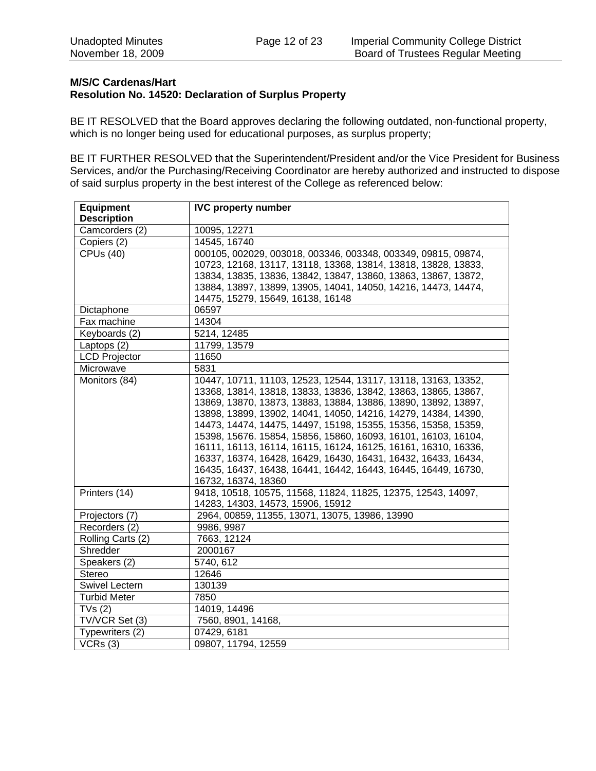**M/S/C Cardenas/Hart**
**Resolution No. 14520: Declaration of Surplus Property**

BE IT RESOLVED that the Board approves declaring the following outdated, non-functional property, which is no longer being used for educational purposes, as surplus property;

BE IT FURTHER RESOLVED that the Superintendent/President and/or the Vice President for Business Services, and/or the Purchasing/Receiving Coordinator are hereby authorized and instructed to dispose of said surplus property in the best interest of the College as referenced below:

| Equipment Description | IVC property number |
|---|---|
| Camcorders (2) | 10095, 12271 |
| Copiers (2) | 14545, 16740 |
| CPUs (40) | 000105, 002029, 003018, 003346, 003348, 003349, 09815, 09874, 10723, 12168, 13117, 13118, 13368, 13814, 13818, 13828, 13833, 13834, 13835, 13836, 13842, 13847, 13860, 13863, 13867, 13872, 13884, 13897, 13899, 13905, 14041, 14050, 14216, 14473, 14474, 14475, 15279, 15649, 16138, 16148 |
| Dictaphone | 06597 |
| Fax machine | 14304 |
| Keyboards (2) | 5214, 12485 |
| Laptops (2) | 11799, 13579 |
| LCD Projector | 11650 |
| Microwave | 5831 |
| Monitors (84) | 10447, 10711, 11103, 12523, 12544, 13117, 13118, 13163, 13352, 13368, 13814, 13818, 13833, 13836, 13842, 13863, 13865, 13867, 13869, 13870, 13873, 13883, 13884, 13886, 13890, 13892, 13897, 13898, 13899, 13902, 14041, 14050, 14216, 14279, 14384, 14390, 14473, 14474, 14475, 14497, 15198, 15355, 15356, 15358, 15359, 15398, 15676. 15854, 15856, 15860, 16093, 16101, 16103, 16104, 16111, 16113, 16114, 16115, 16124, 16125, 16161, 16310, 16336, 16337, 16374, 16428, 16429, 16430, 16431, 16432, 16433, 16434, 16435, 16437, 16438, 16441, 16442, 16443, 16445, 16449, 16730, 16732, 16374, 18360 |
| Printers (14) | 9418, 10518, 10575, 11568, 11824, 11825, 12375, 12543, 14097, 14283, 14303, 14573, 15906, 15912 |
| Projectors (7) | 2964, 00859, 11355, 13071, 13075, 13986, 13990 |
| Recorders (2) | 9986, 9987 |
| Rolling Carts (2) | 7663, 12124 |
| Shredder | 2000167 |
| Speakers (2) | 5740, 612 |
| Stereo | 12646 |
| Swivel Lectern | 130139 |
| Turbid Meter | 7850 |
| TVs (2) | 14019, 14496 |
| TV/VCR Set (3) | 7560, 8901, 14168, |
| Typewriters (2) | 07429, 6181 |
| VCRs (3) | 09807, 11794, 12559 |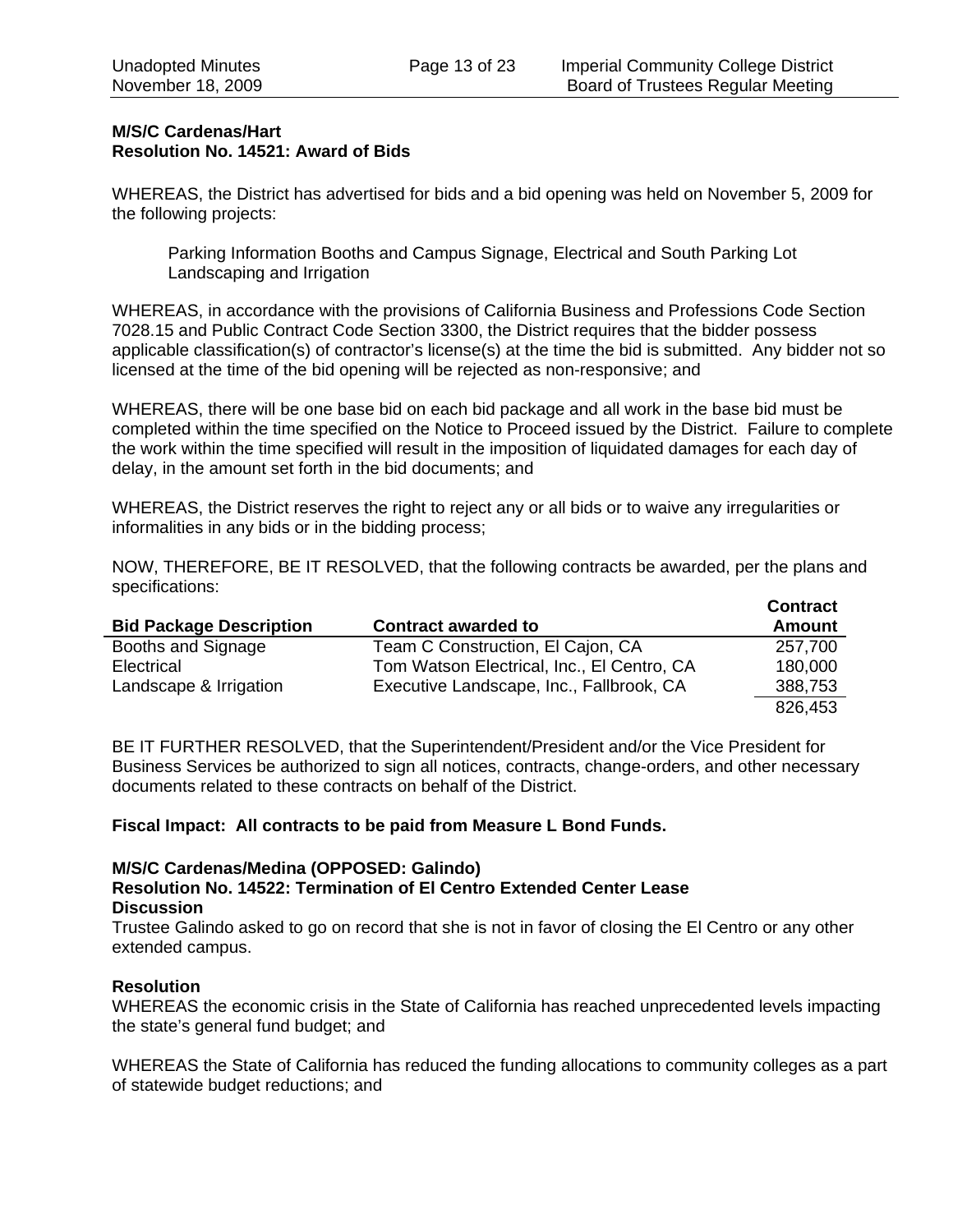**M/S/C Cardenas/Hart**
**Resolution No. 14521: Award of Bids**

WHEREAS, the District has advertised for bids and a bid opening was held on November 5, 2009 for the following projects:

> Parking Information Booths and Campus Signage, Electrical and South Parking Lot Landscaping and Irrigation

WHEREAS, in accordance with the provisions of California Business and Professions Code Section 7028.15 and Public Contract Code Section 3300, the District requires that the bidder possess applicable classification(s) of contractor's license(s) at the time the bid is submitted. Any bidder not so licensed at the time of the bid opening will be rejected as non-responsive; and

WHEREAS, there will be one base bid on each bid package and all work in the base bid must be completed within the time specified on the Notice to Proceed issued by the District. Failure to complete the work within the time specified will result in the imposition of liquidated damages for each day of delay, in the amount set forth in the bid documents; and

WHEREAS, the District reserves the right to reject any or all bids or to waive any irregularities or informalities in any bids or in the bidding process;

NOW, THEREFORE, BE IT RESOLVED, that the following contracts be awarded, per the plans and specifications:

| Bid Package Description | Contract awarded to | Contract Amount |
|---|---|---|
| Booths and Signage | Team C Construction, El Cajon, CA | 257,700 |
| Electrical | Tom Watson Electrical, Inc., El Centro, CA | 180,000 |
| Landscape & Irrigation | Executive Landscape, Inc., Fallbrook, CA | 388,753 |
| | | 826,453 |

BE IT FURTHER RESOLVED, that the Superintendent/President and/or the Vice President for Business Services be authorized to sign all notices, contracts, change-orders, and other necessary documents related to these contracts on behalf of the District.

**Fiscal Impact: All contracts to be paid from Measure L Bond Funds.**

**M/S/C Cardenas/Medina (OPPOSED: Galindo)**
**Resolution No. 14522: Termination of El Centro Extended Center Lease**
**Discussion**
Trustee Galindo asked to go on record that she is not in favor of closing the El Centro or any other extended campus.

**Resolution**
WHEREAS the economic crisis in the State of California has reached unprecedented levels impacting the state's general fund budget; and

WHEREAS the State of California has reduced the funding allocations to community colleges as a part of statewide budget reductions; and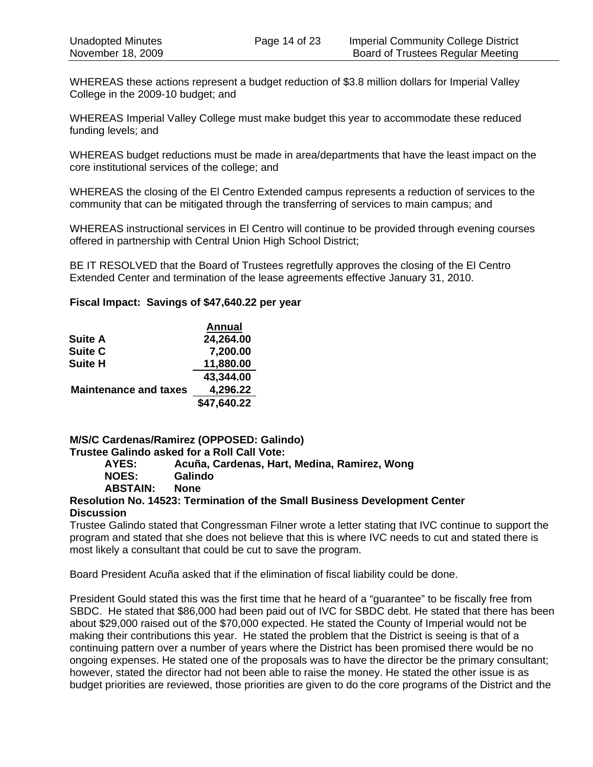WHEREAS these actions represent a budget reduction of $3.8 million dollars for Imperial Valley College in the 2009-10 budget; and

WHEREAS Imperial Valley College must make budget this year to accommodate these reduced funding levels; and

WHEREAS budget reductions must be made in area/departments that have the least impact on the core institutional services of the college; and

WHEREAS the closing of the El Centro Extended campus represents a reduction of services to the community that can be mitigated through the transferring of services to main campus; and

WHEREAS instructional services in El Centro will continue to be provided through evening courses offered in partnership with Central Union High School District;

BE IT RESOLVED that the Board of Trustees regretfully approves the closing of the El Centro Extended Center and termination of the lease agreements effective January 31, 2010.

**Fiscal Impact: Savings of $47,640.22 per year**

| | Annual |
|---|---|
| **Suite A** | **24,264.00** |
| **Suite C** | **7,200.00** |
| **Suite H** | **11,880.00** |
| | **43,344.00** |
| **Maintenance and taxes** | **4,296.22** |
| | **$47,640.22** |

**M/S/C Cardenas/Ramirez (OPPOSED: Galindo)**
**Trustee Galindo asked for a Roll Call Vote:**

**AYES:** **Acuña, Cardenas, Hart, Medina, Ramirez, Wong**
**NOES:** **Galindo**
**ABSTAIN:** **None**

**Resolution No. 14523: Termination of the Small Business Development Center**
**Discussion**

Trustee Galindo stated that Congressman Filner wrote a letter stating that IVC continue to support the program and stated that she does not believe that this is where IVC needs to cut and stated there is most likely a consultant that could be cut to save the program.

Board President Acuña asked that if the elimination of fiscal liability could be done.

President Gould stated this was the first time that he heard of a "guarantee" to be fiscally free from SBDC. He stated that $86,000 had been paid out of IVC for SBDC debt. He stated that there has been about $29,000 raised out of the $70,000 expected. He stated the County of Imperial would not be making their contributions this year. He stated the problem that the District is seeing is that of a continuing pattern over a number of years where the District has been promised there would be no ongoing expenses. He stated one of the proposals was to have the director be the primary consultant; however, stated the director had not been able to raise the money. He stated the other issue is as budget priorities are reviewed, those priorities are given to do the core programs of the District and the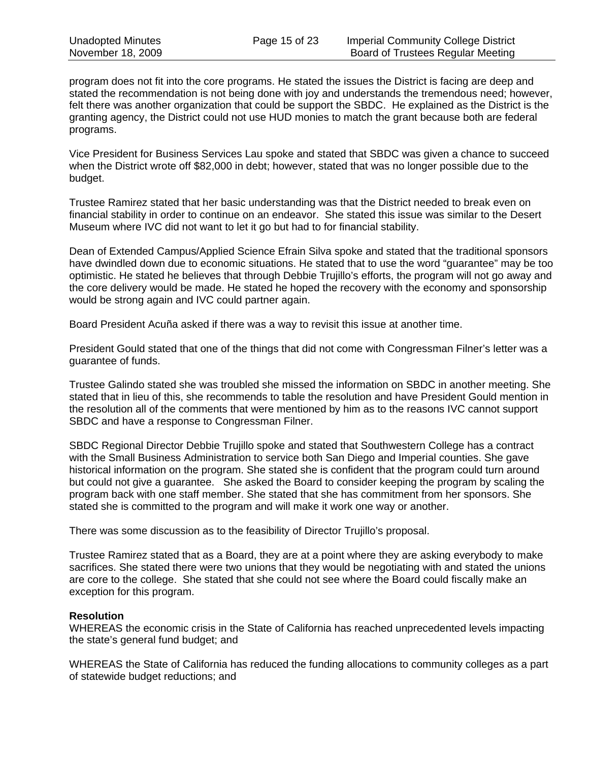program does not fit into the core programs. He stated the issues the District is facing are deep and stated the recommendation is not being done with joy and understands the tremendous need; however, felt there was another organization that could be support the SBDC. He explained as the District is the granting agency, the District could not use HUD monies to match the grant because both are federal programs.

Vice President for Business Services Lau spoke and stated that SBDC was given a chance to succeed when the District wrote off $82,000 in debt; however, stated that was no longer possible due to the budget.

Trustee Ramirez stated that her basic understanding was that the District needed to break even on financial stability in order to continue on an endeavor. She stated this issue was similar to the Desert Museum where IVC did not want to let it go but had to for financial stability.

Dean of Extended Campus/Applied Science Efrain Silva spoke and stated that the traditional sponsors have dwindled down due to economic situations. He stated that to use the word "guarantee" may be too optimistic. He stated he believes that through Debbie Trujillo's efforts, the program will not go away and the core delivery would be made. He stated he hoped the recovery with the economy and sponsorship would be strong again and IVC could partner again.

Board President Acuña asked if there was a way to revisit this issue at another time.

President Gould stated that one of the things that did not come with Congressman Filner's letter was a guarantee of funds.

Trustee Galindo stated she was troubled she missed the information on SBDC in another meeting. She stated that in lieu of this, she recommends to table the resolution and have President Gould mention in the resolution all of the comments that were mentioned by him as to the reasons IVC cannot support SBDC and have a response to Congressman Filner.

SBDC Regional Director Debbie Trujillo spoke and stated that Southwestern College has a contract with the Small Business Administration to service both San Diego and Imperial counties. She gave historical information on the program. She stated she is confident that the program could turn around but could not give a guarantee. She asked the Board to consider keeping the program by scaling the program back with one staff member. She stated that she has commitment from her sponsors. She stated she is committed to the program and will make it work one way or another.

There was some discussion as to the feasibility of Director Trujillo's proposal.

Trustee Ramirez stated that as a Board, they are at a point where they are asking everybody to make sacrifices. She stated there were two unions that they would be negotiating with and stated the unions are core to the college. She stated that she could not see where the Board could fiscally make an exception for this program.

**Resolution**
WHEREAS the economic crisis in the State of California has reached unprecedented levels impacting the state's general fund budget; and

WHEREAS the State of California has reduced the funding allocations to community colleges as a part of statewide budget reductions; and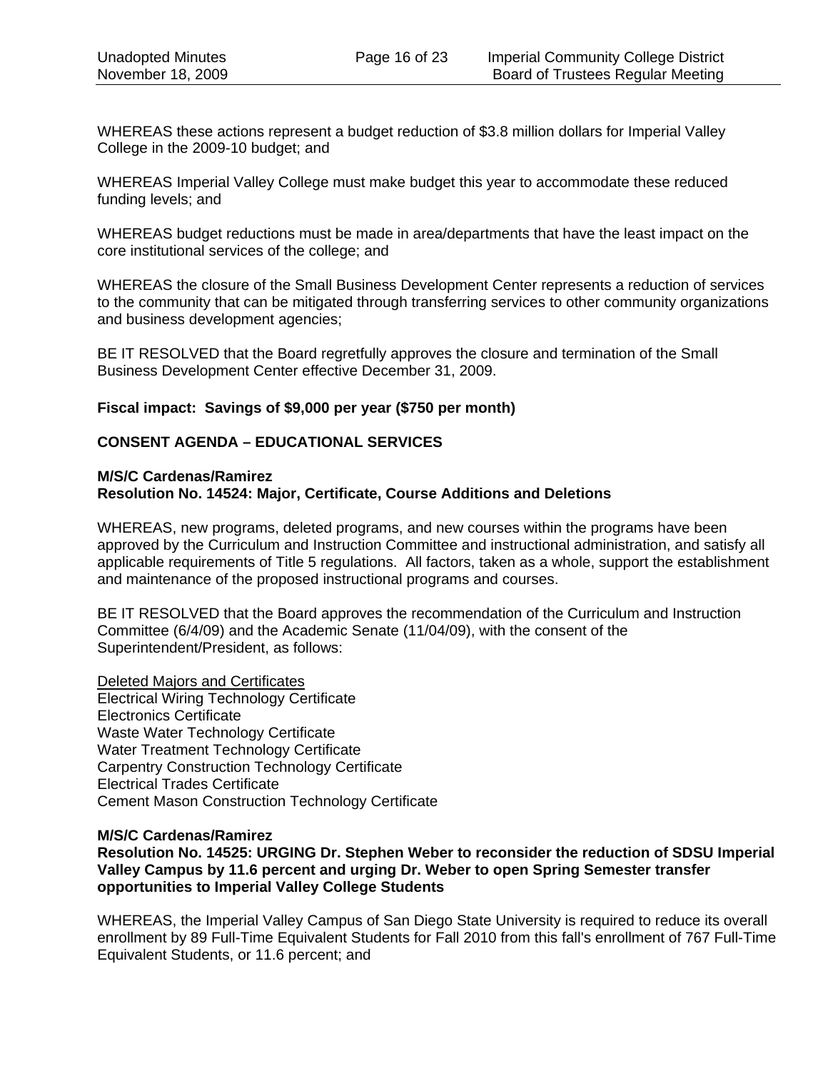WHEREAS these actions represent a budget reduction of $3.8 million dollars for Imperial Valley College in the 2009-10 budget; and

WHEREAS Imperial Valley College must make budget this year to accommodate these reduced funding levels; and

WHEREAS budget reductions must be made in area/departments that have the least impact on the core institutional services of the college; and

WHEREAS the closure of the Small Business Development Center represents a reduction of services to the community that can be mitigated through transferring services to other community organizations and business development agencies;

BE IT RESOLVED that the Board regretfully approves the closure and termination of the Small Business Development Center effective December 31, 2009.

**Fiscal impact: Savings of $9,000 per year ($750 per month)**

**CONSENT AGENDA – EDUCATIONAL SERVICES**

**M/S/C Cardenas/Ramirez**
**Resolution No. 14524: Major, Certificate, Course Additions and Deletions**

WHEREAS, new programs, deleted programs, and new courses within the programs have been approved by the Curriculum and Instruction Committee and instructional administration, and satisfy all applicable requirements of Title 5 regulations. All factors, taken as a whole, support the establishment and maintenance of the proposed instructional programs and courses.

BE IT RESOLVED that the Board approves the recommendation of the Curriculum and Instruction Committee (6/4/09) and the Academic Senate (11/04/09), with the consent of the Superintendent/President, as follows:

<u>Deleted Majors and Certificates</u>
Electrical Wiring Technology Certificate
Electronics Certificate
Waste Water Technology Certificate
Water Treatment Technology Certificate
Carpentry Construction Technology Certificate
Electrical Trades Certificate
Cement Mason Construction Technology Certificate

**M/S/C Cardenas/Ramirez**
**Resolution No. 14525: URGING Dr. Stephen Weber to reconsider the reduction of SDSU Imperial Valley Campus by 11.6 percent and urging Dr. Weber to open Spring Semester transfer opportunities to Imperial Valley College Students**

WHEREAS, the Imperial Valley Campus of San Diego State University is required to reduce its overall enrollment by 89 Full-Time Equivalent Students for Fall 2010 from this fall's enrollment of 767 Full-Time Equivalent Students, or 11.6 percent; and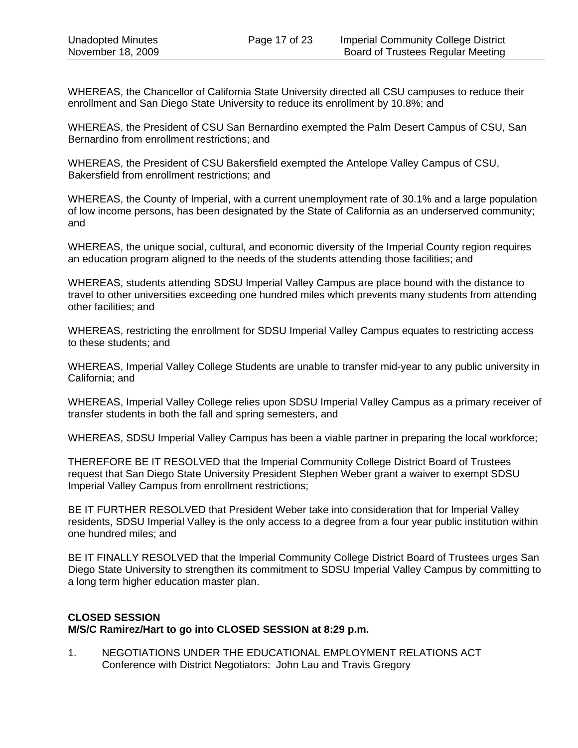WHEREAS, the Chancellor of California State University directed all CSU campuses to reduce their enrollment and San Diego State University to reduce its enrollment by 10.8%; and

WHEREAS, the President of CSU San Bernardino exempted the Palm Desert Campus of CSU, San Bernardino from enrollment restrictions; and

WHEREAS, the President of CSU Bakersfield exempted the Antelope Valley Campus of CSU, Bakersfield from enrollment restrictions; and

WHEREAS, the County of Imperial, with a current unemployment rate of 30.1% and a large population of low income persons, has been designated by the State of California as an underserved community; and

WHEREAS, the unique social, cultural, and economic diversity of the Imperial County region requires an education program aligned to the needs of the students attending those facilities; and

WHEREAS, students attending SDSU Imperial Valley Campus are place bound with the distance to travel to other universities exceeding one hundred miles which prevents many students from attending other facilities; and

WHEREAS, restricting the enrollment for SDSU Imperial Valley Campus equates to restricting access to these students; and

WHEREAS, Imperial Valley College Students are unable to transfer mid-year to any public university in California; and

WHEREAS, Imperial Valley College relies upon SDSU Imperial Valley Campus as a primary receiver of transfer students in both the fall and spring semesters, and

WHEREAS, SDSU Imperial Valley Campus has been a viable partner in preparing the local workforce;

THEREFORE BE IT RESOLVED that the Imperial Community College District Board of Trustees request that San Diego State University President Stephen Weber grant a waiver to exempt SDSU Imperial Valley Campus from enrollment restrictions;

BE IT FURTHER RESOLVED that President Weber take into consideration that for Imperial Valley residents, SDSU Imperial Valley is the only access to a degree from a four year public institution within one hundred miles; and

BE IT FINALLY RESOLVED that the Imperial Community College District Board of Trustees urges San Diego State University to strengthen its commitment to SDSU Imperial Valley Campus by committing to a long term higher education master plan.

**CLOSED SESSION**
**M/S/C Ramirez/Hart to go into CLOSED SESSION at 8:29 p.m.**

1. NEGOTIATIONS UNDER THE EDUCATIONAL EMPLOYMENT RELATIONS ACT
   Conference with District Negotiators: John Lau and Travis Gregory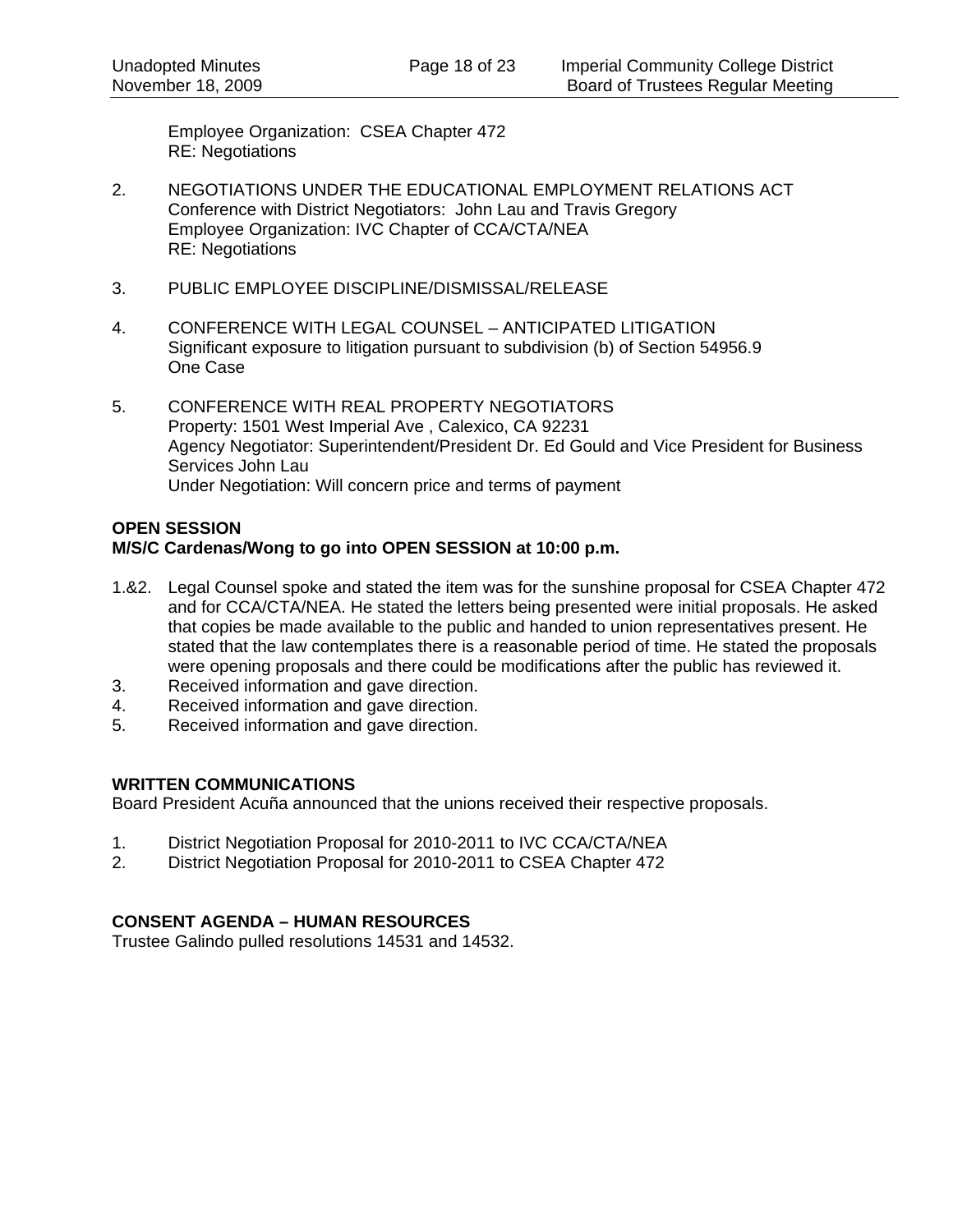Employee Organization: CSEA Chapter 472
RE: Negotiations

2. NEGOTIATIONS UNDER THE EDUCATIONAL EMPLOYMENT RELATIONS ACT
   Conference with District Negotiators: John Lau and Travis Gregory
   Employee Organization: IVC Chapter of CCA/CTA/NEA
   RE: Negotiations

3. PUBLIC EMPLOYEE DISCIPLINE/DISMISSAL/RELEASE

4. CONFERENCE WITH LEGAL COUNSEL – ANTICIPATED LITIGATION
   Significant exposure to litigation pursuant to subdivision (b) of Section 54956.9
   One Case

5. CONFERENCE WITH REAL PROPERTY NEGOTIATORS
   Property: 1501 West Imperial Ave , Calexico, CA 92231
   Agency Negotiator: Superintendent/President Dr. Ed Gould and Vice President for Business Services John Lau
   Under Negotiation: Will concern price and terms of payment

**OPEN SESSION**
**M/S/C Cardenas/Wong to go into OPEN SESSION at 10:00 p.m.**

1.&2. Legal Counsel spoke and stated the item was for the sunshine proposal for CSEA Chapter 472 and for CCA/CTA/NEA. He stated the letters being presented were initial proposals. He asked that copies be made available to the public and handed to union representatives present. He stated that the law contemplates there is a reasonable period of time. He stated the proposals were opening proposals and there could be modifications after the public has reviewed it.
3. Received information and gave direction.
4. Received information and gave direction.
5. Received information and gave direction.

**WRITTEN COMMUNICATIONS**
Board President Acuña announced that the unions received their respective proposals.

1. District Negotiation Proposal for 2010-2011 to IVC CCA/CTA/NEA
2. District Negotiation Proposal for 2010-2011 to CSEA Chapter 472

**CONSENT AGENDA – HUMAN RESOURCES**
Trustee Galindo pulled resolutions 14531 and 14532.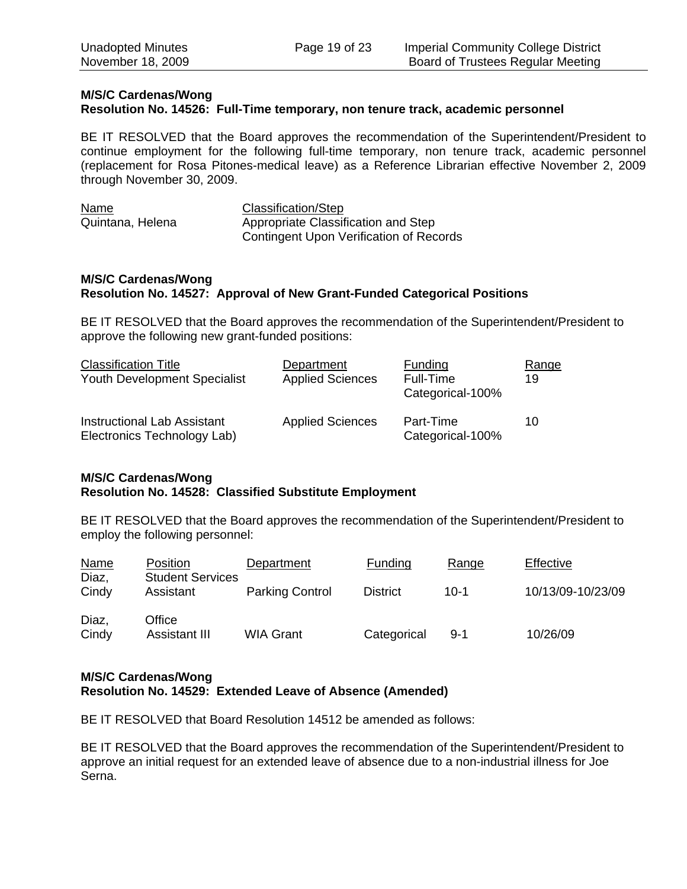**M/S/C Cardenas/Wong**
**Resolution No. 14526: Full-Time temporary, non tenure track, academic personnel**

BE IT RESOLVED that the Board approves the recommendation of the Superintendent/President to continue employment for the following full-time temporary, non tenure track, academic personnel (replacement for Rosa Pitones-medical leave) as a Reference Librarian effective November 2, 2009 through November 30, 2009.

| Name | Classification/Step |
|---|---|
| Quintana, Helena | Appropriate Classification and Step Contingent Upon Verification of Records |

**M/S/C Cardenas/Wong**
**Resolution No. 14527: Approval of New Grant-Funded Categorical Positions**

BE IT RESOLVED that the Board approves the recommendation of the Superintendent/President to approve the following new grant-funded positions:

| Classification Title | Department | Funding | Range |
|---|---|---|---|
| Youth Development Specialist | Applied Sciences | Full-Time Categorical-100% | 19 |
| Instructional Lab Assistant Electronics Technology Lab) | Applied Sciences | Part-Time Categorical-100% | 10 |

**M/S/C Cardenas/Wong**
**Resolution No. 14528: Classified Substitute Employment**

BE IT RESOLVED that the Board approves the recommendation of the Superintendent/President to employ the following personnel:

| Name | Position | Department | Funding | Range | Effective |
|---|---|---|---|---|---|
| Diaz, Cindy | Student Services Assistant | Parking Control | District | 10-1 | 10/13/09-10/23/09 |
| Diaz, Cindy | Office Assistant III | WIA Grant | Categorical | 9-1 | 10/26/09 |

**M/S/C Cardenas/Wong**
**Resolution No. 14529: Extended Leave of Absence (Amended)**

BE IT RESOLVED that Board Resolution 14512 be amended as follows:

BE IT RESOLVED that the Board approves the recommendation of the Superintendent/President to approve an initial request for an extended leave of absence due to a non-industrial illness for Joe Serna.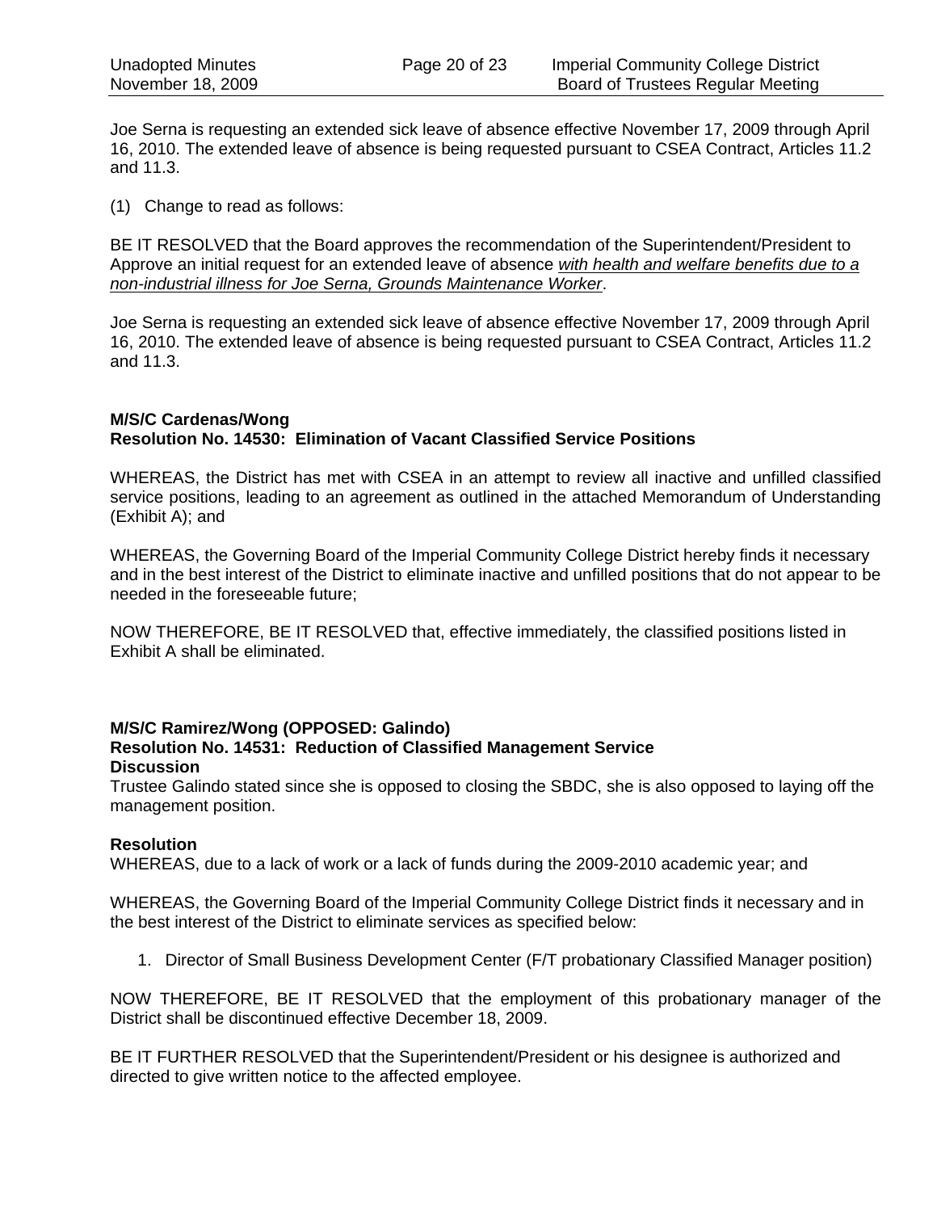Joe Serna is requesting an extended sick leave of absence effective November 17, 2009 through April 16, 2010. The extended leave of absence is being requested pursuant to CSEA Contract, Articles 11.2 and 11.3.

(1) Change to read as follows:

BE IT RESOLVED that the Board approves the recommendation of the Superintendent/President to Approve an initial request for an extended leave of absence *with health and welfare benefits due to a non-industrial illness for Joe Serna, Grounds Maintenance Worker*.

Joe Serna is requesting an extended sick leave of absence effective November 17, 2009 through April 16, 2010. The extended leave of absence is being requested pursuant to CSEA Contract, Articles 11.2 and 11.3.

**M/S/C Cardenas/Wong**
**Resolution No. 14530: Elimination of Vacant Classified Service Positions**

WHEREAS, the District has met with CSEA in an attempt to review all inactive and unfilled classified service positions, leading to an agreement as outlined in the attached Memorandum of Understanding (Exhibit A); and

WHEREAS, the Governing Board of the Imperial Community College District hereby finds it necessary and in the best interest of the District to eliminate inactive and unfilled positions that do not appear to be needed in the foreseeable future;

NOW THEREFORE, BE IT RESOLVED that, effective immediately, the classified positions listed in Exhibit A shall be eliminated.

**M/S/C Ramirez/Wong (OPPOSED: Galindo)**
**Resolution No. 14531: Reduction of Classified Management Service**
**Discussion**
Trustee Galindo stated since she is opposed to closing the SBDC, she is also opposed to laying off the management position.

**Resolution**
WHEREAS, due to a lack of work or a lack of funds during the 2009-2010 academic year; and

WHEREAS, the Governing Board of the Imperial Community College District finds it necessary and in the best interest of the District to eliminate services as specified below:

1. Director of Small Business Development Center (F/T probationary Classified Manager position)

NOW THEREFORE, BE IT RESOLVED that the employment of this probationary manager of the District shall be discontinued effective December 18, 2009.

BE IT FURTHER RESOLVED that the Superintendent/President or his designee is authorized and directed to give written notice to the affected employee.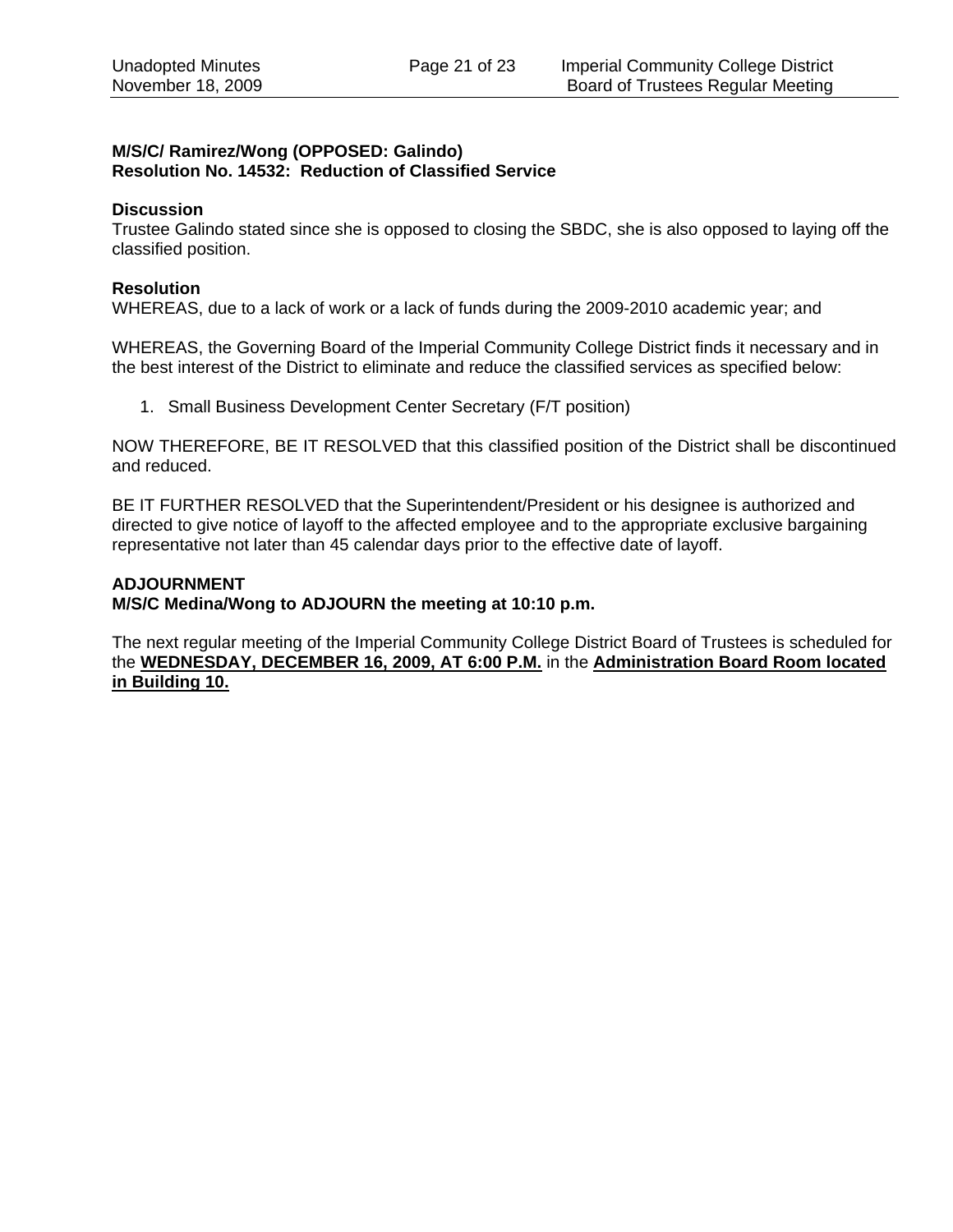**M/S/C/ Ramirez/Wong (OPPOSED: Galindo)**
**Resolution No. 14532: Reduction of Classified Service**

**Discussion**
Trustee Galindo stated since she is opposed to closing the SBDC, she is also opposed to laying off the classified position.

**Resolution**
WHEREAS, due to a lack of work or a lack of funds during the 2009-2010 academic year; and

WHEREAS, the Governing Board of the Imperial Community College District finds it necessary and in the best interest of the District to eliminate and reduce the classified services as specified below:

1. Small Business Development Center Secretary (F/T position)

NOW THEREFORE, BE IT RESOLVED that this classified position of the District shall be discontinued and reduced.

BE IT FURTHER RESOLVED that the Superintendent/President or his designee is authorized and directed to give notice of layoff to the affected employee and to the appropriate exclusive bargaining representative not later than 45 calendar days prior to the effective date of layoff.

**ADJOURNMENT**
**M/S/C Medina/Wong to ADJOURN the meeting at 10:10 p.m.**

The next regular meeting of the Imperial Community College District Board of Trustees is scheduled for the **WEDNESDAY, DECEMBER 16, 2009, AT 6:00 P.M.** in the **Administration Board Room located in Building 10.**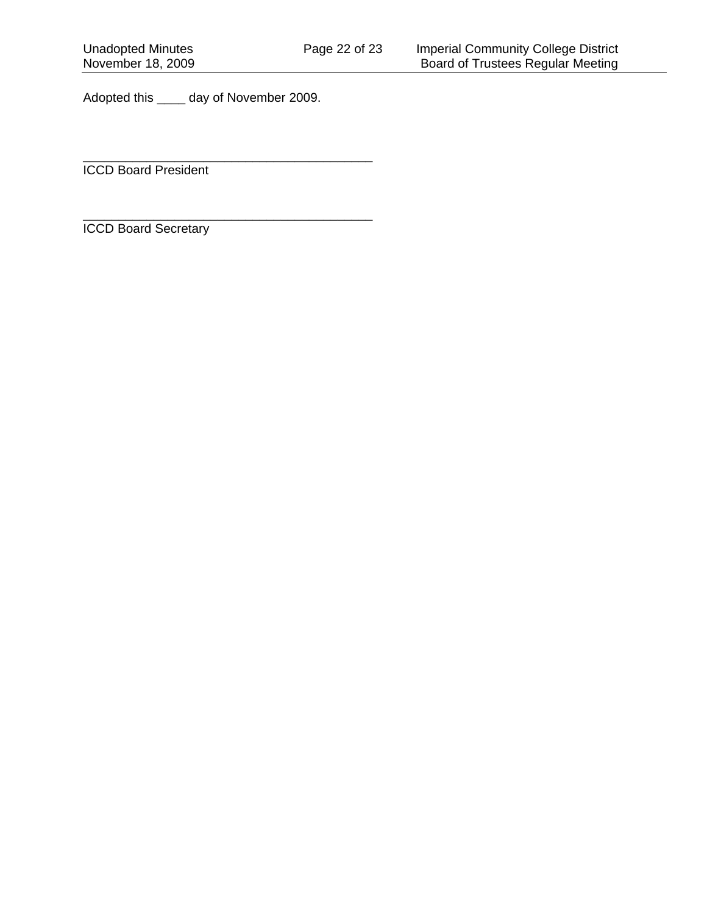Adopted this ____ day of November 2009.

___________________________________________
ICCD Board President

___________________________________________
ICCD Board Secretary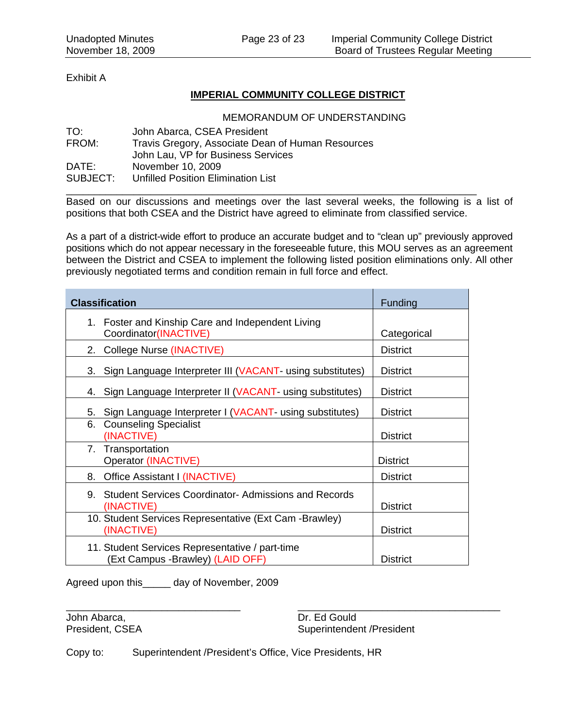Exhibit A

## IMPERIAL COMMUNITY COLLEGE DISTRICT

MEMORANDUM OF UNDERSTANDING

TO: John Abarca, CSEA President
FROM: Travis Gregory, Associate Dean of Human Resources
John Lau, VP for Business Services
DATE: November 10, 2009
SUBJECT: Unfilled Position Elimination List

---

Based on our discussions and meetings over the last several weeks, the following is a list of positions that both CSEA and the District have agreed to eliminate from classified service.

As a part of a district-wide effort to produce an accurate budget and to "clean up" previously approved positions which do not appear necessary in the foreseeable future, this MOU serves as an agreement between the District and CSEA to implement the following listed position eliminations only. All other previously negotiated terms and condition remain in full force and effect.

| **Classification** | Funding |
|---|---|
| 1. Foster and Kinship Care and Independent Living Coordinator(INACTIVE) | Categorical |
| 2. College Nurse (INACTIVE) | District |
| 3. Sign Language Interpreter III (VACANT- using substitutes) | District |
| 4. Sign Language Interpreter II (VACANT- using substitutes) | District |
| 5. Sign Language Interpreter I (VACANT- using substitutes) | District |
| 6. Counseling Specialist (INACTIVE) | District |
| 7. Transportation Operator (INACTIVE) | District |
| 8. Office Assistant I (INACTIVE) | District |
| 9. Student Services Coordinator- Admissions and Records (INACTIVE) | District |
| 10. Student Services Representative (Ext Cam -Brawley) (INACTIVE) | District |
| 11. Student Services Representative / part-time (Ext Campus -Brawley) (LAID OFF) | District |

Agreed upon this_____ day of November, 2009

_______________________________ 
John Abarca,
President, CSEA

_______________________________ 
Dr. Ed Gould
Superintendent /President

Copy to: Superintendent /President's Office, Vice Presidents, HR